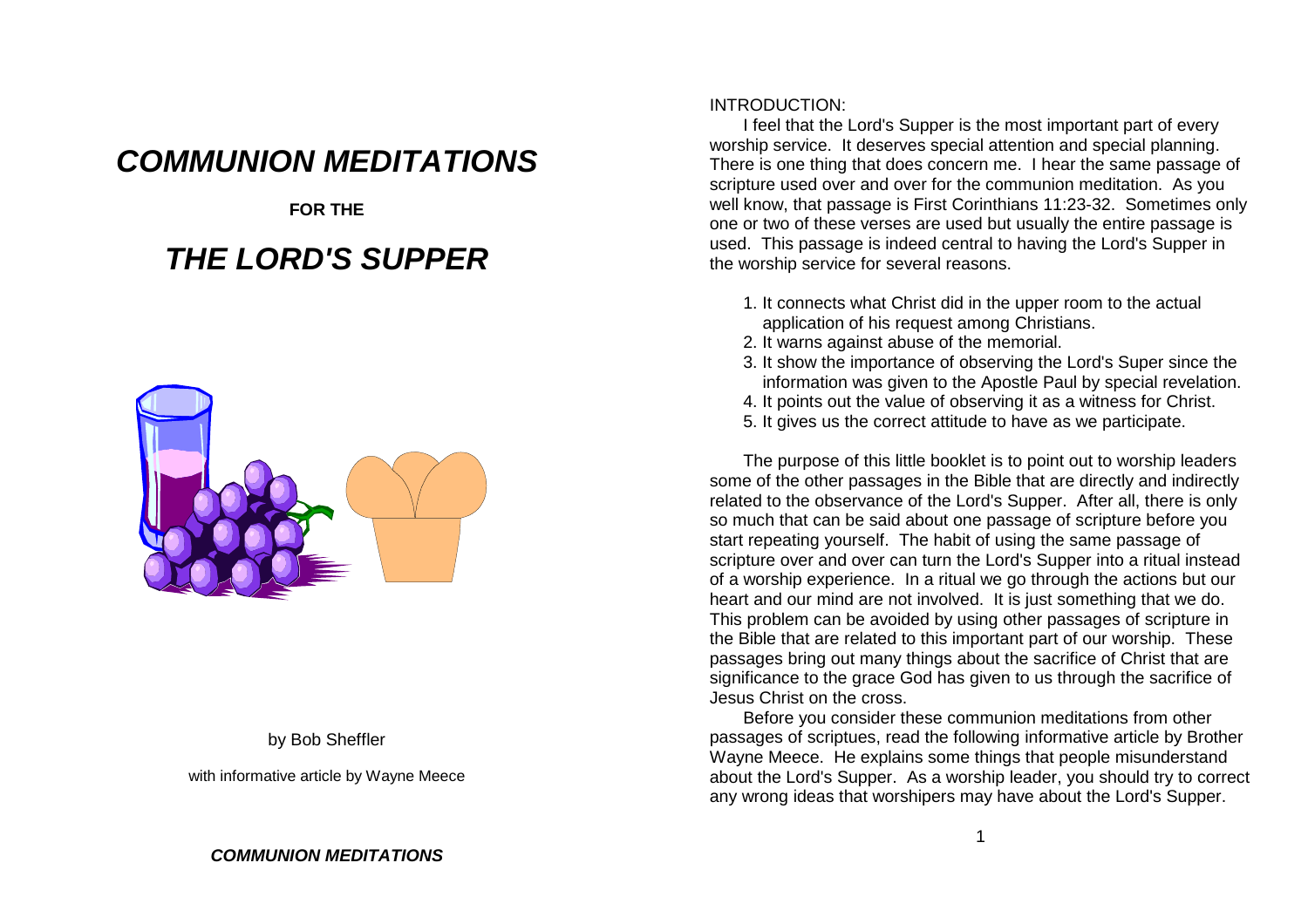# *COMMUNION MEDITATIONS*

**FOR THE**

# *THE LORD'S SUPPER*

by Bob Sheffler

with informative article by Wayne Meece

INTRODUCTION:

I feel that the Lord's Supper is the most important part of every worship service. It deserves special attention and special planning. There is one thing that does concern me. I hear the same passage of scripture used over and over for the communion meditation. As you well know, that passage is First Corinthians 11:23-32. Sometimes only one or two of these verses are used but usually the entire passage is used. This passage is indeed central to having the Lord's Supper in the worship service for several reasons.

1. It connects what Christ did in the upper room to the actual application of his request among Christians.
2. It warns against abuse of the memorial.
3. It show the importance of observing the Lord's Super since the information was given to the Apostle Paul by special revelation.
4. It points out the value of observing it as a witness for Christ.
5. It gives us the correct attitude to have as we participate.

The purpose of this little booklet is to point out to worship leaders some of the other passages in the Bible that are directly and indirectly related to the observance of the Lord's Supper. After all, there is only so much that can be said about one passage of scripture before you start repeating yourself. The habit of using the same passage of scripture over and over can turn the Lord's Supper into a ritual instead of a worship experience. In a ritual we go through the actions but our heart and our mind are not involved. It is just something that we do. This problem can be avoided by using other passages of scripture in the Bible that are related to this important part of our worship. These passages bring out many things about the sacrifice of Christ that are significance to the grace God has given to us through the sacrifice of Jesus Christ on the cross.

Before you consider these communion meditations from other passages of scriptues, read the following informative article by Brother Wayne Meece. He explains some things that people misunderstand about the Lord's Supper. As a worship leader, you should try to correct any wrong ideas that worshipers may have about the Lord's Supper.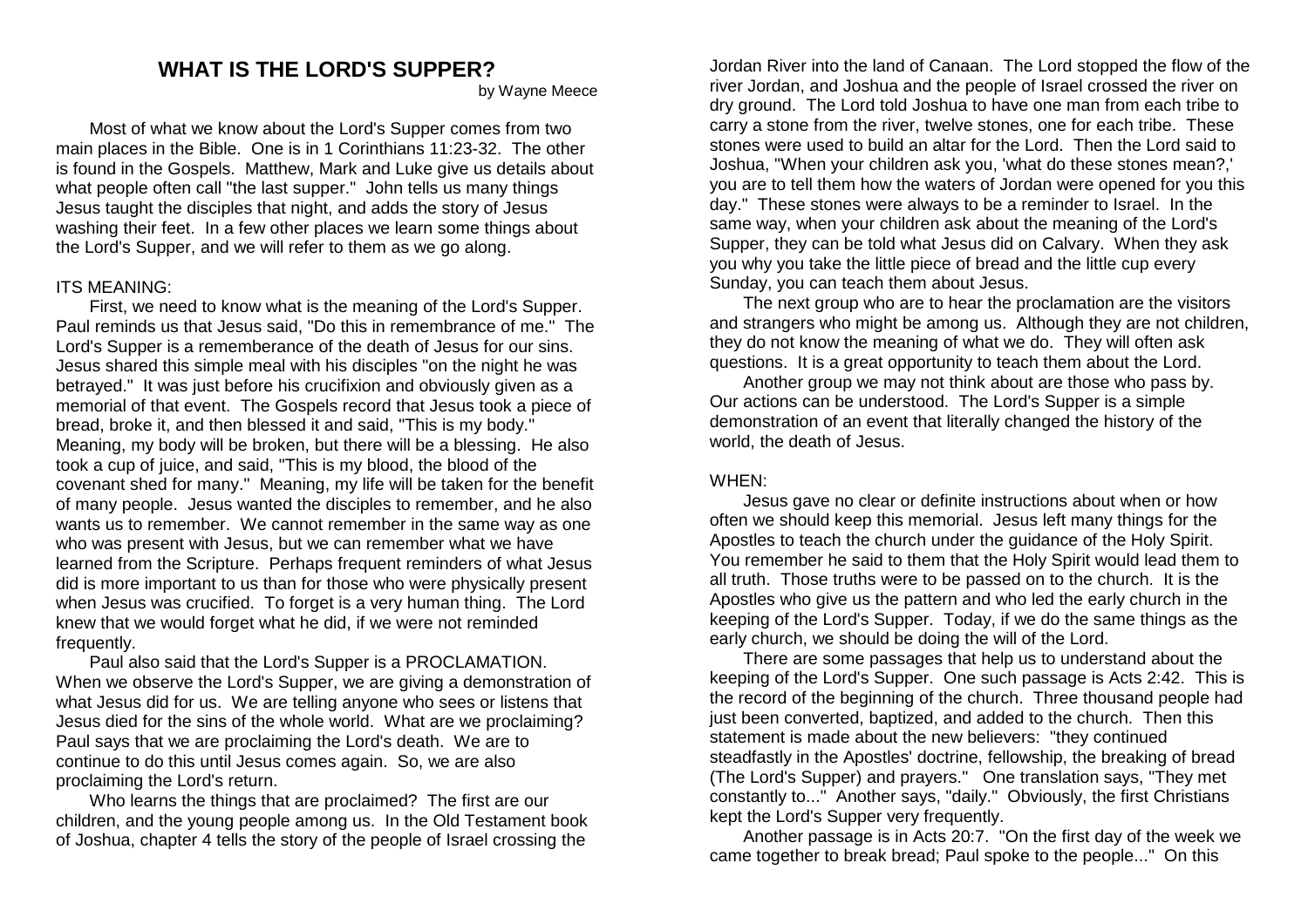# WHAT IS THE LORD'S SUPPER?

by Wayne Meece

Most of what we know about the Lord's Supper comes from two main places in the Bible. One is in 1 Corinthians 11:23-32. The other is found in the Gospels. Matthew, Mark and Luke give us details about what people often call "the last supper." John tells us many things Jesus taught the disciples that night, and adds the story of Jesus washing their feet. In a few other places we learn some things about the Lord's Supper, and we will refer to them as we go along.

## ITS MEANING:

First, we need to know what is the meaning of the Lord's Supper. Paul reminds us that Jesus said, "Do this in remembrance of me." The Lord's Supper is a rememberance of the death of Jesus for our sins. Jesus shared this simple meal with his disciples "on the night he was betrayed." It was just before his crucifixion and obviously given as a memorial of that event. The Gospels record that Jesus took a piece of bread, broke it, and then blessed it and said, "This is my body." Meaning, my body will be broken, but there will be a blessing. He also took a cup of juice, and said, "This is my blood, the blood of the covenant shed for many." Meaning, my life will be taken for the benefit of many people. Jesus wanted the disciples to remember, and he also wants us to remember. We cannot remember in the same way as one who was present with Jesus, but we can remember what we have learned from the Scripture. Perhaps frequent reminders of what Jesus did is more important to us than for those who were physically present when Jesus was crucified. To forget is a very human thing. The Lord knew that we would forget what he did, if we were not reminded frequently.

Paul also said that the Lord's Supper is a PROCLAMATION. When we observe the Lord's Supper, we are giving a demonstration of what Jesus did for us. We are telling anyone who sees or listens that Jesus died for the sins of the whole world. What are we proclaiming? Paul says that we are proclaiming the Lord's death. We are to continue to do this until Jesus comes again. So, we are also proclaiming the Lord's return.

Who learns the things that are proclaimed? The first are our children, and the young people among us. In the Old Testament book of Joshua, chapter 4 tells the story of the people of Israel crossing the Jordan River into the land of Canaan. The Lord stopped the flow of the river Jordan, and Joshua and the people of Israel crossed the river on dry ground. The Lord told Joshua to have one man from each tribe to carry a stone from the river, twelve stones, one for each tribe. These stones were used to build an altar for the Lord. Then the Lord said to Joshua, "When your children ask you, 'what do these stones mean?,' you are to tell them how the waters of Jordan were opened for you this day." These stones were always to be a reminder to Israel. In the same way, when your children ask about the meaning of the Lord's Supper, they can be told what Jesus did on Calvary. When they ask you why you take the little piece of bread and the little cup every Sunday, you can teach them about Jesus.

The next group who are to hear the proclamation are the visitors and strangers who might be among us. Although they are not children, they do not know the meaning of what we do. They will often ask questions. It is a great opportunity to teach them about the Lord.

Another group we may not think about are those who pass by. Our actions can be understood. The Lord's Supper is a simple demonstration of an event that literally changed the history of the world, the death of Jesus.

## WHEN:

Jesus gave no clear or definite instructions about when or how often we should keep this memorial. Jesus left many things for the Apostles to teach the church under the guidance of the Holy Spirit. You remember he said to them that the Holy Spirit would lead them to all truth. Those truths were to be passed on to the church. It is the Apostles who give us the pattern and who led the early church in the keeping of the Lord's Supper. Today, if we do the same things as the early church, we should be doing the will of the Lord.

There are some passages that help us to understand about the keeping of the Lord's Supper. One such passage is Acts 2:42. This is the record of the beginning of the church. Three thousand people had just been converted, baptized, and added to the church. Then this statement is made about the new believers: "they continued steadfastly in the Apostles' doctrine, fellowship, the breaking of bread (The Lord's Supper) and prayers." One translation says, "They met constantly to..." Another says, "daily." Obviously, the first Christians kept the Lord's Supper very frequently.

Another passage is in Acts 20:7. "On the first day of the week we came together to break bread; Paul spoke to the people..." On this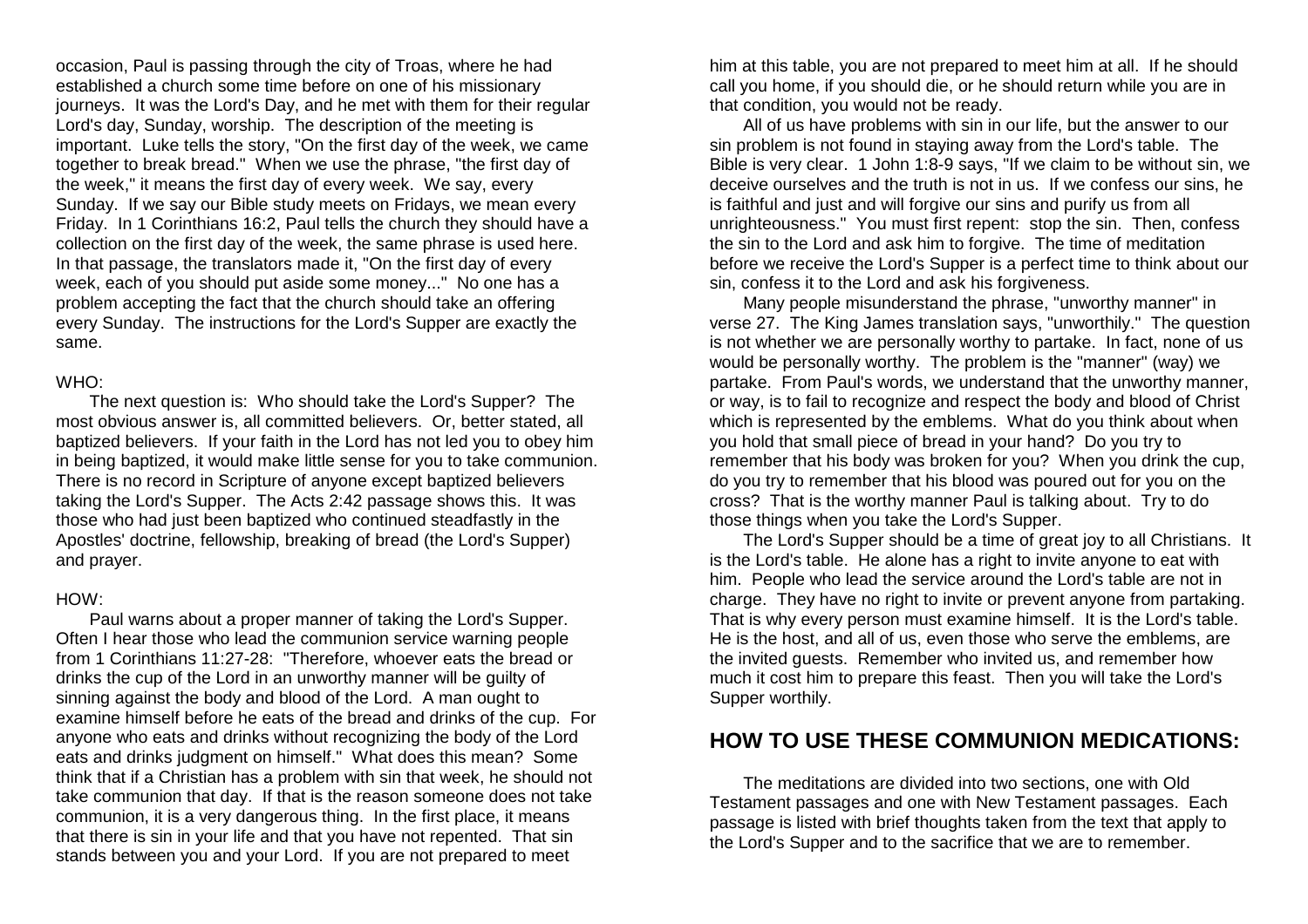occasion, Paul is passing through the city of Troas, where he had established a church some time before on one of his missionary journeys. It was the Lord's Day, and he met with them for their regular Lord's day, Sunday, worship. The description of the meeting is important. Luke tells the story, "On the first day of the week, we came together to break bread." When we use the phrase, "the first day of the week," it means the first day of every week. We say, every Sunday. If we say our Bible study meets on Fridays, we mean every Friday. In 1 Corinthians 16:2, Paul tells the church they should have a collection on the first day of the week, the same phrase is used here. In that passage, the translators made it, "On the first day of every week, each of you should put aside some money..." No one has a problem accepting the fact that the church should take an offering every Sunday. The instructions for the Lord's Supper are exactly the same.

WHO:

The next question is: Who should take the Lord's Supper? The most obvious answer is, all committed believers. Or, better stated, all baptized believers. If your faith in the Lord has not led you to obey him in being baptized, it would make little sense for you to take communion. There is no record in Scripture of anyone except baptized believers taking the Lord's Supper. The Acts 2:42 passage shows this. It was those who had just been baptized who continued steadfastly in the Apostles' doctrine, fellowship, breaking of bread (the Lord's Supper) and prayer.

HOW:

Paul warns about a proper manner of taking the Lord's Supper. Often I hear those who lead the communion service warning people from 1 Corinthians 11:27-28: "Therefore, whoever eats the bread or drinks the cup of the Lord in an unworthy manner will be guilty of sinning against the body and blood of the Lord. A man ought to examine himself before he eats of the bread and drinks of the cup. For anyone who eats and drinks without recognizing the body of the Lord eats and drinks judgment on himself." What does this mean? Some think that if a Christian has a problem with sin that week, he should not take communion that day. If that is the reason someone does not take communion, it is a very dangerous thing. In the first place, it means that there is sin in your life and that you have not repented. That sin stands between you and your Lord. If you are not prepared to meet him at this table, you are not prepared to meet him at all. If he should call you home, if you should die, or he should return while you are in that condition, you would not be ready.

All of us have problems with sin in our life, but the answer to our sin problem is not found in staying away from the Lord's table. The Bible is very clear. 1 John 1:8-9 says, "If we claim to be without sin, we deceive ourselves and the truth is not in us. If we confess our sins, he is faithful and just and will forgive our sins and purify us from all unrighteousness." You must first repent: stop the sin. Then, confess the sin to the Lord and ask him to forgive. The time of meditation before we receive the Lord's Supper is a perfect time to think about our sin, confess it to the Lord and ask his forgiveness.

Many people misunderstand the phrase, "unworthy manner" in verse 27. The King James translation says, "unworthily." The question is not whether we are personally worthy to partake. In fact, none of us would be personally worthy. The problem is the "manner" (way) we partake. From Paul's words, we understand that the unworthy manner, or way, is to fail to recognize and respect the body and blood of Christ which is represented by the emblems. What do you think about when you hold that small piece of bread in your hand? Do you try to remember that his body was broken for you? When you drink the cup, do you try to remember that his blood was poured out for you on the cross? That is the worthy manner Paul is talking about. Try to do those things when you take the Lord's Supper.

The Lord's Supper should be a time of great joy to all Christians. It is the Lord's table. He alone has a right to invite anyone to eat with him. People who lead the service around the Lord's table are not in charge. They have no right to invite or prevent anyone from partaking. That is why every person must examine himself. It is the Lord's table. He is the host, and all of us, even those who serve the emblems, are the invited guests. Remember who invited us, and remember how much it cost him to prepare this feast. Then you will take the Lord's Supper worthily.

## HOW TO USE THESE COMMUNION MEDICATIONS:

The meditations are divided into two sections, one with Old Testament passages and one with New Testament passages. Each passage is listed with brief thoughts taken from the text that apply to the Lord's Supper and to the sacrifice that we are to remember.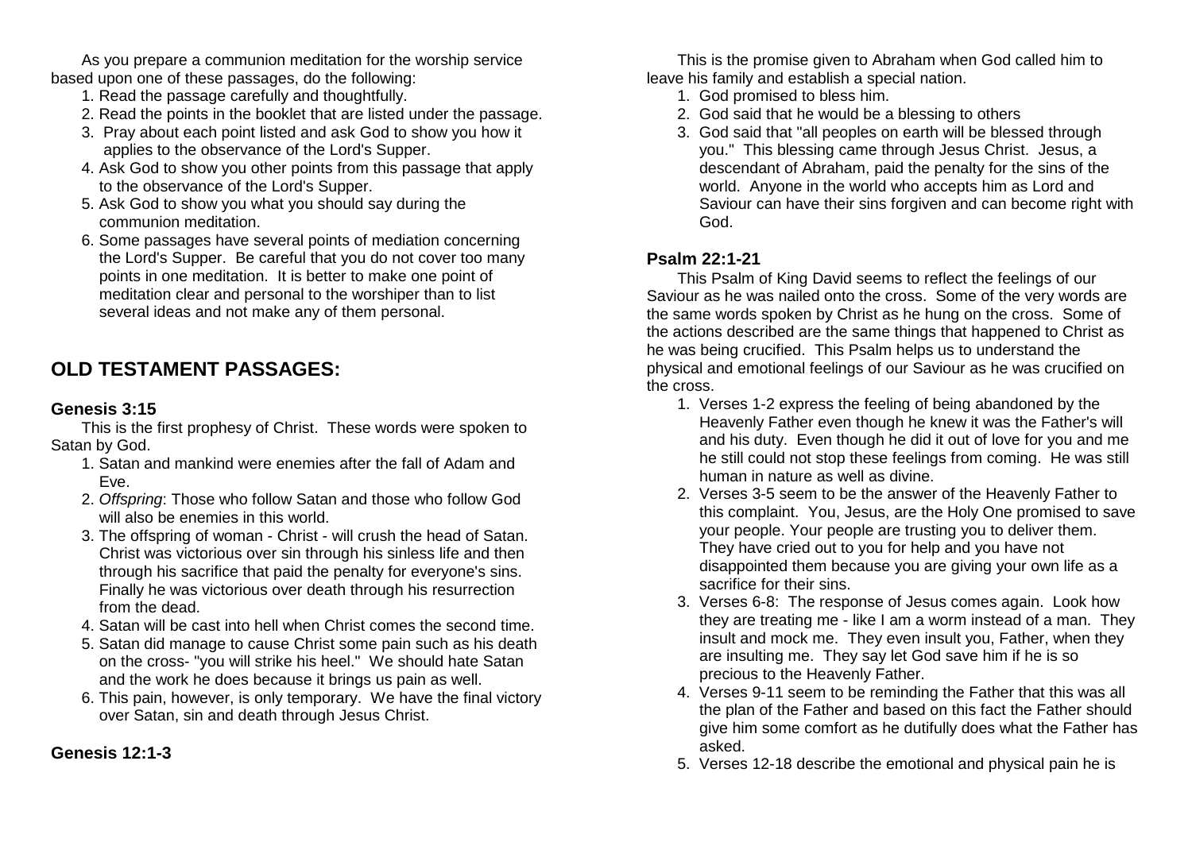As you prepare a communion meditation for the worship service based upon one of these passages, do the following:

1. Read the passage carefully and thoughtfully.
2. Read the points in the booklet that are listed under the passage.
3. Pray about each point listed and ask God to show you how it applies to the observance of the Lord's Supper.
4. Ask God to show you other points from this passage that apply to the observance of the Lord's Supper.
5. Ask God to show you what you should say during the communion meditation.
6. Some passages have several points of mediation concerning the Lord's Supper. Be careful that you do not cover too many points in one meditation. It is better to make one point of meditation clear and personal to the worshiper than to list several ideas and not make any of them personal.

## OLD TESTAMENT PASSAGES:

### Genesis 3:15

This is the first prophesy of Christ. These words were spoken to Satan by God.

1. Satan and mankind were enemies after the fall of Adam and Eve.
2. *Offspring*: Those who follow Satan and those who follow God will also be enemies in this world.
3. The offspring of woman - Christ - will crush the head of Satan. Christ was victorious over sin through his sinless life and then through his sacrifice that paid the penalty for everyone's sins. Finally he was victorious over death through his resurrection from the dead.
4. Satan will be cast into hell when Christ comes the second time.
5. Satan did manage to cause Christ some pain such as his death on the cross- "you will strike his heel." We should hate Satan and the work he does because it brings us pain as well.
6. This pain, however, is only temporary. We have the final victory over Satan, sin and death through Jesus Christ.

### Genesis 12:1-3

This is the promise given to Abraham when God called him to leave his family and establish a special nation.

1. God promised to bless him.
2. God said that he would be a blessing to others
3. God said that "all peoples on earth will be blessed through you." This blessing came through Jesus Christ. Jesus, a descendant of Abraham, paid the penalty for the sins of the world. Anyone in the world who accepts him as Lord and Saviour can have their sins forgiven and can become right with God.

### Psalm 22:1-21

This Psalm of King David seems to reflect the feelings of our Saviour as he was nailed onto the cross. Some of the very words are the same words spoken by Christ as he hung on the cross. Some of the actions described are the same things that happened to Christ as he was being crucified. This Psalm helps us to understand the physical and emotional feelings of our Saviour as he was crucified on the cross.

1. Verses 1-2 express the feeling of being abandoned by the Heavenly Father even though he knew it was the Father's will and his duty. Even though he did it out of love for you and me he still could not stop these feelings from coming. He was still human in nature as well as divine.
2. Verses 3-5 seem to be the answer of the Heavenly Father to this complaint. You, Jesus, are the Holy One promised to save your people. Your people are trusting you to deliver them. They have cried out to you for help and you have not disappointed them because you are giving your own life as a sacrifice for their sins.
3. Verses 6-8: The response of Jesus comes again. Look how they are treating me - like I am a worm instead of a man. They insult and mock me. They even insult you, Father, when they are insulting me. They say let God save him if he is so precious to the Heavenly Father.
4. Verses 9-11 seem to be reminding the Father that this was all the plan of the Father and based on this fact the Father should give him some comfort as he dutifully does what the Father has asked.
5. Verses 12-18 describe the emotional and physical pain he is